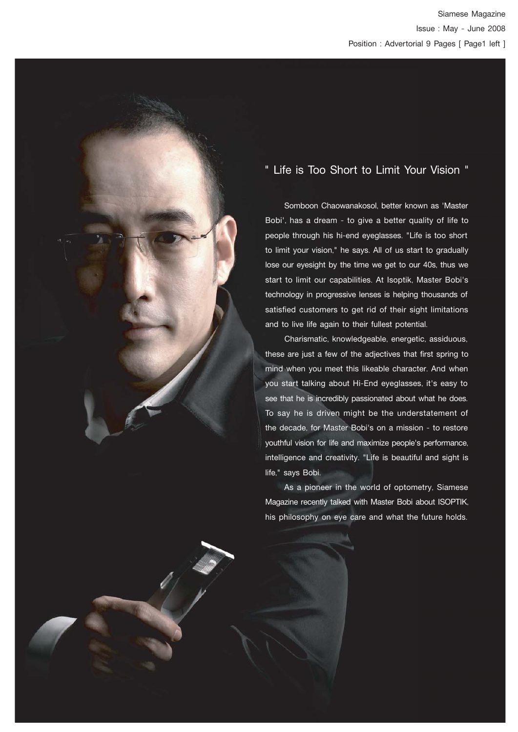# " Life is Too Short to Limit Your Vision "

Somboon Chaowanakosol, better known as 'Master Bobi', has a dream - to give a better quality of life to people through his hi-end eyeglasses. "Life is too short to limit your vision," he says. All of us start to gradually lose our eyesight by the time we get to our 40s, thus we start to limit our capabilities. At Isoptik, Master Bobi's technology in progressive lenses is helping thousands of satisfied customers to get rid of their sight limitations and to live life again to their fullest potential.

Charismatic, knowledgeable, energetic, assiduous, these are just a few of the adjectives that first spring to mind when you meet this likeable character. And when you start talking about Hi-End eyeglasses, it's easy to see that he is incredibly passionated about what he does. To say he is driven might be the understatement of the decade, for Master Bobi's on a mission - to restore youthful vision for life and maximize people's performance, intelligence and creativity. "Life is beautiful and sight is life," says Bobi.

As a pioneer in the world of optometry, Siamese Magazine recently talked with Master Bobi about ISOPTIK, his philosophy on eye care and what the future holds.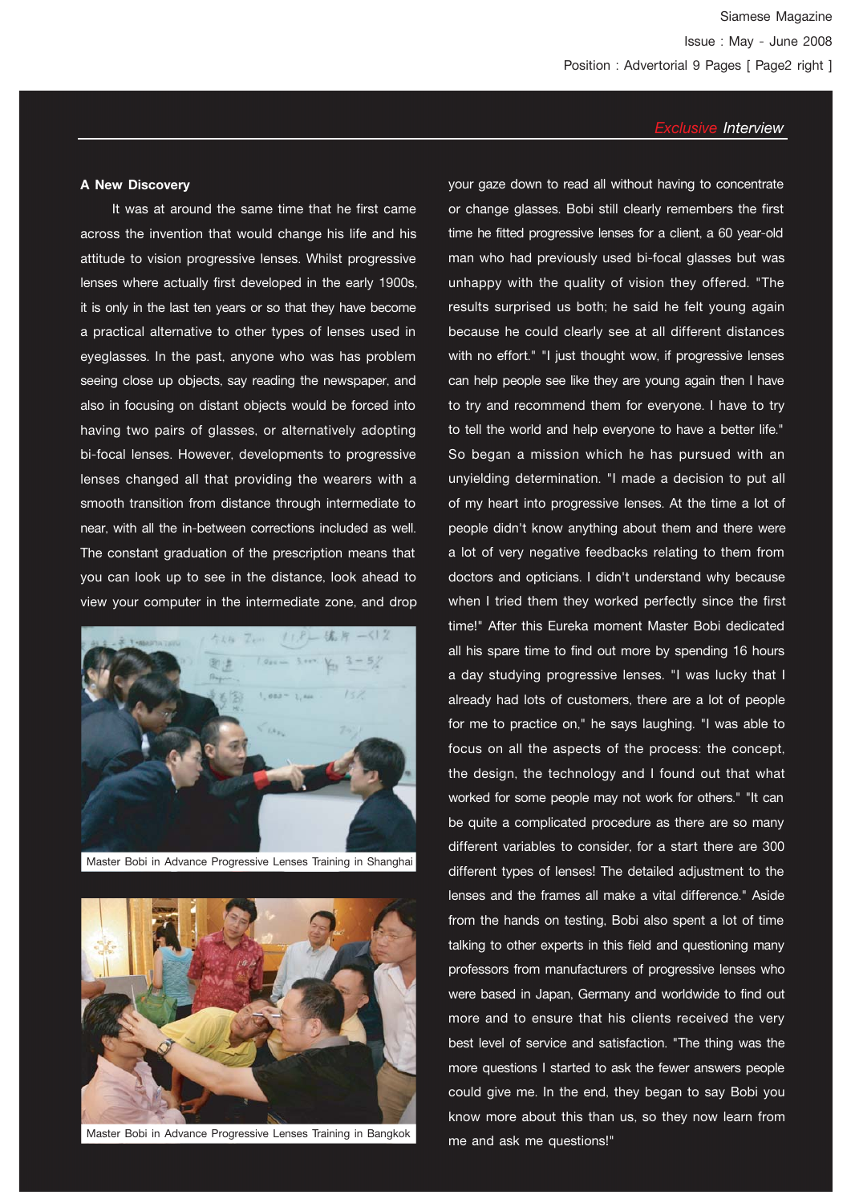*Exclusive Interview*

**A New Discovery**

It was at around the same time that he first came across the invention that would change his life and his attitude to vision progressive lenses. Whilst progressive lenses where actually first developed in the early 1900s, it is only in the last ten years or so that they have become a practical alternative to other types of lenses used in eyeglasses. In the past, anyone who was has problem seeing close up objects, say reading the newspaper, and also in focusing on distant objects would be forced into having two pairs of glasses, or alternatively adopting bi-focal lenses. However, developments to progressive lenses changed all that providing the wearers with a smooth transition from distance through intermediate to near, with all the in-between corrections included as well. The constant graduation of the prescription means that you can look up to see in the distance, look ahead to view your computer in the intermediate zone, and drop your gaze down to read all without having to concentrate or change glasses. Bobi still clearly remembers the first time he fitted progressive lenses for a client, a 60 year-old man who had previously used bi-focal glasses but was unhappy with the quality of vision they offered. "The results surprised us both; he said he felt young again because he could clearly see at all different distances with no effort." "I just thought wow, if progressive lenses can help people see like they are young again then I have to try and recommend them for everyone. I have to try to tell the world and help everyone to have a better life." So began a mission which he has pursued with an unyielding determination. "I made a decision to put all of my heart into progressive lenses. At the time a lot of people didn't know anything about them and there were a lot of very negative feedbacks relating to them from doctors and opticians. I didn't understand why because when I tried them they worked perfectly since the first time!" After this Eureka moment Master Bobi dedicated all his spare time to find out more by spending 16 hours a day studying progressive lenses. "I was lucky that I already had lots of customers, there are a lot of people for me to practice on," he says laughing. "I was able to focus on all the aspects of the process: the concept, the design, the technology and I found out that what worked for some people may not work for others." "It can be quite a complicated procedure as there are so many different variables to consider, for a start there are 300 different types of lenses! The detailed adjustment to the lenses and the frames all make a vital difference." Aside from the hands on testing, Bobi also spent a lot of time talking to other experts in this field and questioning many professors from manufacturers of progressive lenses who were based in Japan, Germany and worldwide to find out more and to ensure that his clients received the very best level of service and satisfaction. "The thing was the more questions I started to ask the fewer answers people could give me. In the end, they began to say Bobi you know more about this than us, so they now learn from me and ask me questions!"

Master Bobi in Advance Progressive Lenses Training in Shanghai

Master Bobi in Advance Progressive Lenses Training in Bangkok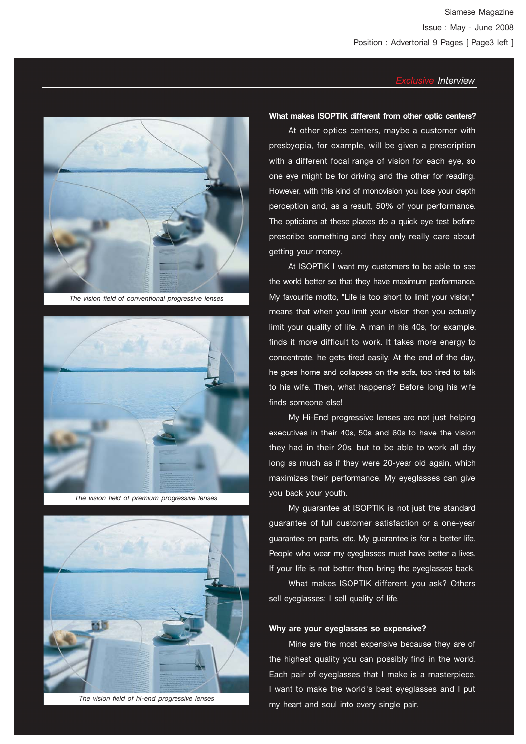*Exclusive Interview*

The vision field of conventional progressive lenses

The vision field of premium progressive lenses

The vision field of hi-end progressive lenses

**What makes ISOPTIK different from other optic centers?**

At other optics centers, maybe a customer with presbyopia, for example, will be given a prescription with a different focal range of vision for each eye, so one eye might be for driving and the other for reading. However, with this kind of monovision you lose your depth perception and, as a result, 50% of your performance. The opticians at these places do a quick eye test before prescribe something and they only really care about getting your money.

At ISOPTIK I want my customers to be able to see the world better so that they have maximum performance. My favourite motto, "Life is too short to limit your vision," means that when you limit your vision then you actually limit your quality of life. A man in his 40s, for example, finds it more difficult to work. It takes more energy to concentrate, he gets tired easily. At the end of the day, he goes home and collapses on the sofa, too tired to talk to his wife. Then, what happens? Before long his wife finds someone else!

My Hi-End progressive lenses are not just helping executives in their 40s, 50s and 60s to have the vision they had in their 20s, but to be able to work all day long as much as if they were 20-year old again, which maximizes their performance. My eyeglasses can give you back your youth.

My guarantee at ISOPTIK is not just the standard guarantee of full customer satisfaction or a one-year guarantee on parts, etc. My guarantee is for a better life. People who wear my eyeglasses must have better a lives. If your life is not better then bring the eyeglasses back.

What makes ISOPTIK different, you ask? Others sell eyeglasses; I sell quality of life.

**Why are your eyeglasses so expensive?**

Mine are the most expensive because they are of the highest quality you can possibly find in the world. Each pair of eyeglasses that I make is a masterpiece. I want to make the world's best eyeglasses and I put my heart and soul into every single pair.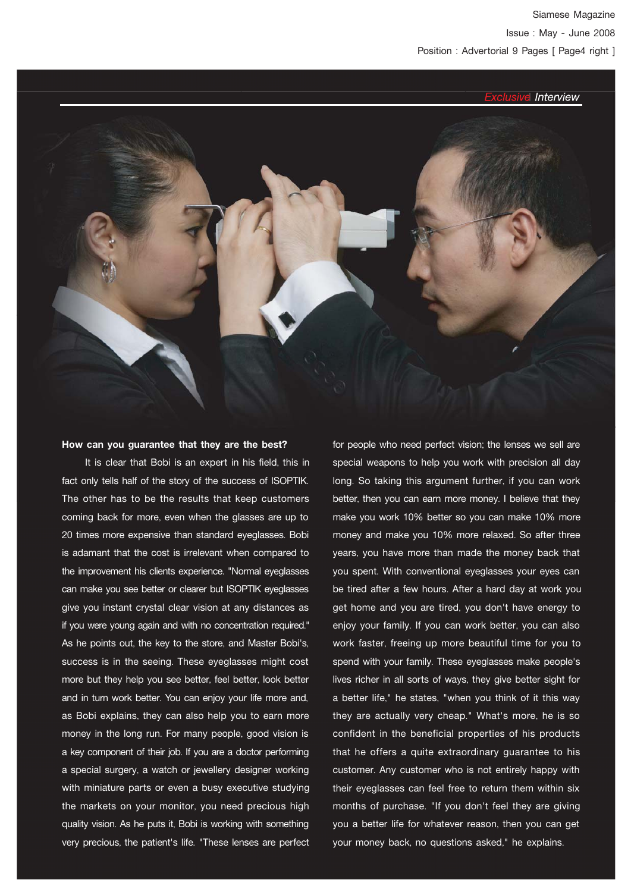*Exclusive Interview*

**How can you guarantee that they are the best?**

It is clear that Bobi is an expert in his field, this in fact only tells half of the story of the success of ISOPTIK. The other has to be the results that keep customers coming back for more, even when the glasses are up to 20 times more expensive than standard eyeglasses. Bobi is adamant that the cost is irrelevant when compared to the improvement his clients experience. "Normal eyeglasses can make you see better or clearer but ISOPTIK eyeglasses give you instant crystal clear vision at any distances as if you were young again and with no concentration required." As he points out, the key to the store, and Master Bobi's, success is in the seeing. These eyeglasses might cost more but they help you see better, feel better, look better and in turn work better. You can enjoy your life more and, as Bobi explains, they can also help you to earn more money in the long run. For many people, good vision is a key component of their job. If you are a doctor performing a special surgery, a watch or jewellery designer working with miniature parts or even a busy executive studying the markets on your monitor, you need precious high quality vision. As he puts it, Bobi is working with something very precious, the patient's life. "These lenses are perfect for people who need perfect vision; the lenses we sell are special weapons to help you work with precision all day long. So taking this argument further, if you can work better, then you can earn more money. I believe that they make you work 10% better so you can make 10% more money and make you 10% more relaxed. So after three years, you have more than made the money back that you spent. With conventional eyeglasses your eyes can be tired after a few hours. After a hard day at work you get home and you are tired, you don't have energy to enjoy your family. If you can work better, you can also work faster, freeing up more beautiful time for you to spend with your family. These eyeglasses make people's lives richer in all sorts of ways, they give better sight for a better life," he states, "when you think of it this way they are actually very cheap." What's more, he is so confident in the beneficial properties of his products that he offers a quite extraordinary guarantee to his customer. Any customer who is not entirely happy with their eyeglasses can feel free to return them within six months of purchase. "If you don't feel they are giving you a better life for whatever reason, then you can get your money back, no questions asked," he explains.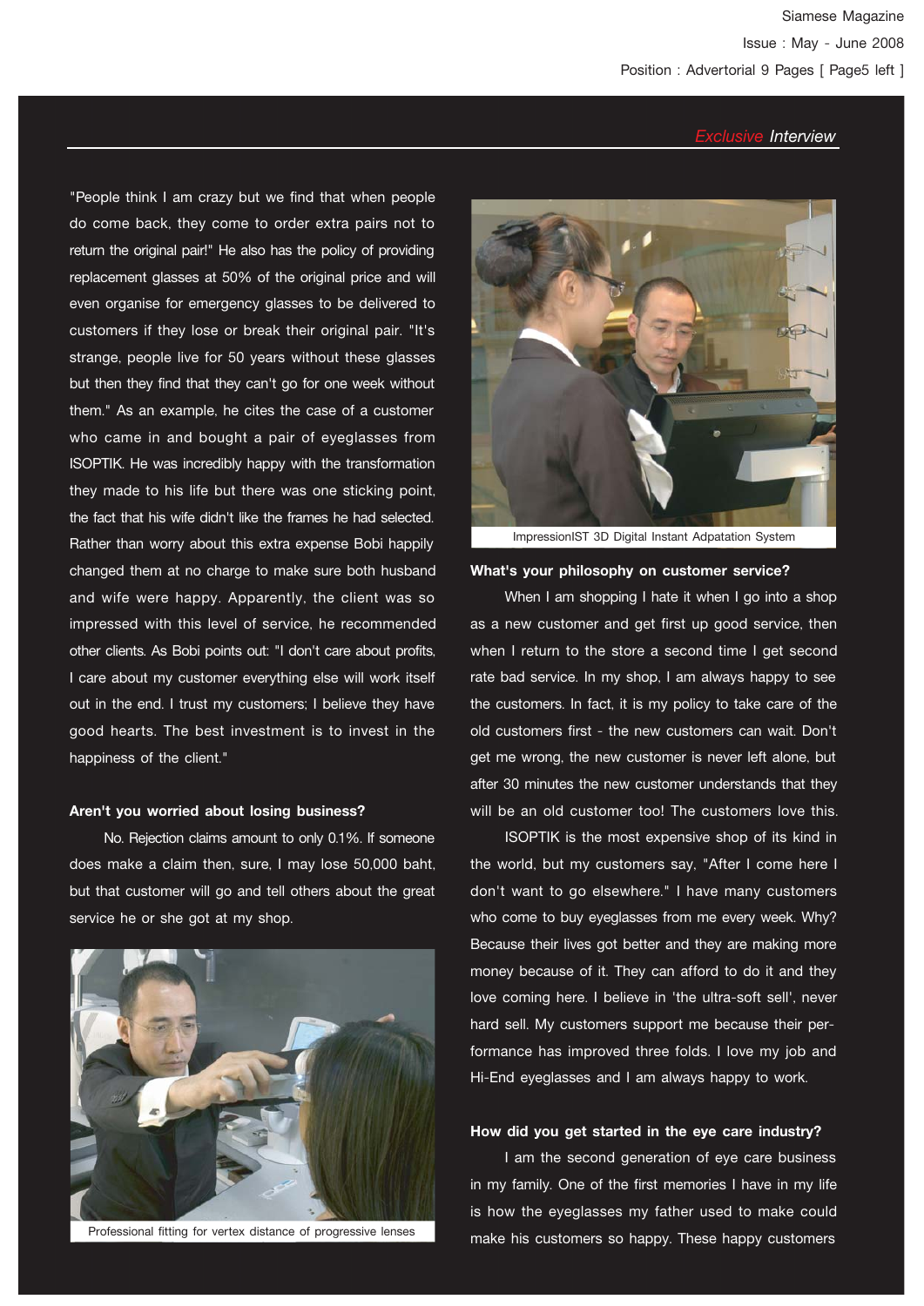*Exclusive Interview*

"People think I am crazy but we find that when people do come back, they come to order extra pairs not to return the original pair!" He also has the policy of providing replacement glasses at 50% of the original price and will even organise for emergency glasses to be delivered to customers if they lose or break their original pair. "It's strange, people live for 50 years without these glasses but then they find that they can't go for one week without them." As an example, he cites the case of a customer who came in and bought a pair of eyeglasses from ISOPTIK. He was incredibly happy with the transformation they made to his life but there was one sticking point, the fact that his wife didn't like the frames he had selected. Rather than worry about this extra expense Bobi happily changed them at no charge to make sure both husband and wife were happy. Apparently, the client was so impressed with this level of service, he recommended other clients. As Bobi points out: "I don't care about profits, I care about my customer everything else will work itself out in the end. I trust my customers; I believe they have good hearts. The best investment is to invest in the happiness of the client."

**Aren't you worried about losing business?**

No. Rejection claims amount to only 0.1%. If someone does make a claim then, sure, I may lose 50,000 baht, but that customer will go and tell others about the great service he or she got at my shop.

Professional fitting for vertex distance of progressive lenses

ImpressionIST 3D Digital Instant Adapatation System

**What's your philosophy on customer service?**

When I am shopping I hate it when I go into a shop as a new customer and get first up good service, then when I return to the store a second time I get second rate bad service. In my shop, I am always happy to see the customers. In fact, it is my policy to take care of the old customers first - the new customers can wait. Don't get me wrong, the new customer is never left alone, but after 30 minutes the new customer understands that they will be an old customer too! The customers love this.

ISOPTIK is the most expensive shop of its kind in the world, but my customers say, "After I come here I don't want to go elsewhere." I have many customers who come to buy eyeglasses from me every week. Why? Because their lives got better and they are making more money because of it. They can afford to do it and they love coming here. I believe in 'the ultra-soft sell', never hard sell. My customers support me because their performance has improved three folds. I love my job and Hi-End eyeglasses and I am always happy to work.

**How did you get started in the eye care industry?**

I am the second generation of eye care business in my family. One of the first memories I have in my life is how the eyeglasses my father used to make could make his customers so happy. These happy customers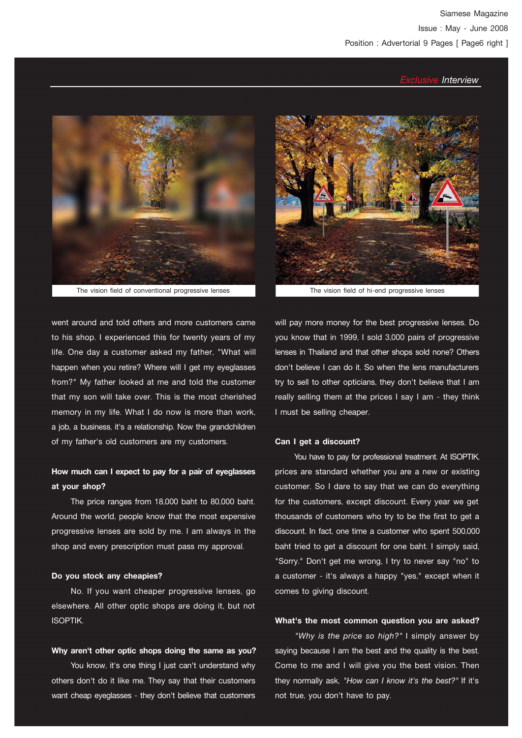*Exclusive Interview*

The vision field of conventional progressive lenses

The vision field of hi-end progressive lenses

went around and told others and more customers came to his shop. I experienced this for twenty years of my life. One day a customer asked my father, "What will happen when you retire? Where will I get my eyeglasses from?" My father looked at me and told the customer that my son will take over. This is the most cherished memory in my life. What I do now is more than work, a job, a business, it's a relationship. Now the grandchildren of my father's old customers are my customers.

**How much can I expect to pay for a pair of eyeglasses at your shop?**

The price ranges from 18,000 baht to 80,000 baht. Around the world, people know that the most expensive progressive lenses are sold by me. I am always in the shop and every prescription must pass my approval.

**Do you stock any cheapies?**

No. If you want cheaper progressive lenses, go elsewhere. All other optic shops are doing it, but not ISOPTIK.

**Why aren't other optic shops doing the same as you?**

You know, it's one thing I just can't understand why others don't do it like me. They say that their customers want cheap eyeglasses - they don't believe that customers will pay more money for the best progressive lenses. Do you know that in 1999, I sold 3,000 pairs of progressive lenses in Thailand and that other shops sold none? Others don't believe I can do it. So when the lens manufacturers try to sell to other opticians, they don't believe that I am really selling them at the prices I say I am - they think I must be selling cheaper.

**Can I get a discount?**

You have to pay for professional treatment. At ISOPTIK, prices are standard whether you are a new or existing customer. So I dare to say that we can do everything for the customers, except discount. Every year we get thousands of customers who try to be the first to get a discount. In fact, one time a customer who spent 500,000 baht tried to get a discount for one baht. I simply said, "Sorry." Don't get me wrong, I try to never say "no" to a customer - it's always a happy "yes," except when it comes to giving discount.

**What's the most common question you are asked?**

*"Why is the price so high?"* I simply answer by saying because I am the best and the quality is the best. Come to me and I will give you the best vision. Then they normally ask, *"How can I know it's the best?"* If it's not true, you don't have to pay.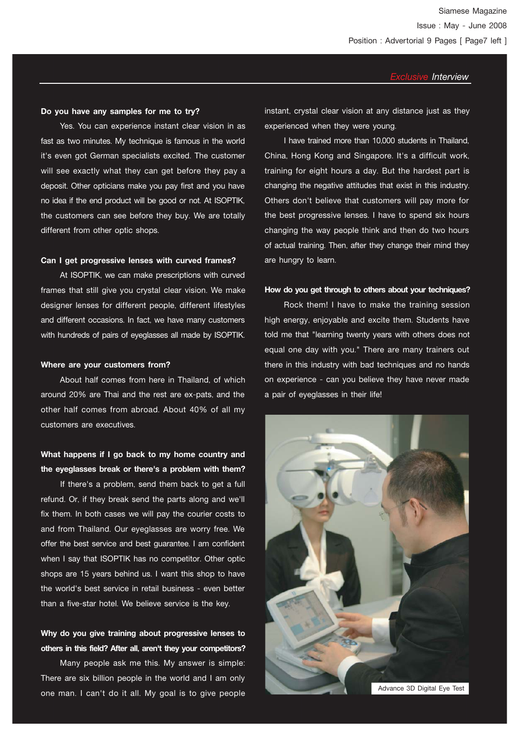*Exclusive Interview*

**Do you have any samples for me to try?**

Yes. You can experience instant clear vision in as fast as two minutes. My technique is famous in the world it's even got German specialists excited. The customer will see exactly what they can get before they pay a deposit. Other opticians make you pay first and you have no idea if the end product will be good or not. At ISOPTIK, the customers can see before they buy. We are totally different from other optic shops.

**Can I get progressive lenses with curved frames?**

At ISOPTIK, we can make prescriptions with curved frames that still give you crystal clear vision. We make designer lenses for different people, different lifestyles and different occasions. In fact, we have many customers with hundreds of pairs of eyeglasses all made by ISOPTIK.

**Where are your customers from?**

About half comes from here in Thailand, of which around 20% are Thai and the rest are ex-pats, and the other half comes from abroad. About 40% of all my customers are executives.

**What happens if I go back to my home country and the eyeglasses break or there's a problem with them?**

If there's a problem, send them back to get a full refund. Or, if they break send the parts along and we'll fix them. In both cases we will pay the courier costs to and from Thailand. Our eyeglasses are worry free. We offer the best service and best guarantee. I am confident when I say that ISOPTIK has no competitor. Other optic shops are 15 years behind us. I want this shop to have the world's best service in retail business - even better than a five-star hotel. We believe service is the key.

**Why do you give training about progressive lenses to others in this field? After all, aren't they your competitors?**

Many people ask me this. My answer is simple: There are six billion people in the world and I am only one man. I can't do it all. My goal is to give people instant, crystal clear vision at any distance just as they experienced when they were young.

I have trained more than 10,000 students in Thailand, China, Hong Kong and Singapore. It's a difficult work, training for eight hours a day. But the hardest part is changing the negative attitudes that exist in this industry. Others don't believe that customers will pay more for the best progressive lenses. I have to spend six hours changing the way people think and then do two hours of actual training. Then, after they change their mind they are hungry to learn.

**How do you get through to others about your techniques?**

Rock them! I have to make the training session high energy, enjoyable and excite them. Students have told me that "learning twenty years with others does not equal one day with you." There are many trainers out there in this industry with bad techniques and no hands on experience - can you believe they have never made a pair of eyeglasses in their life!

Advance 3D Digital Eye Test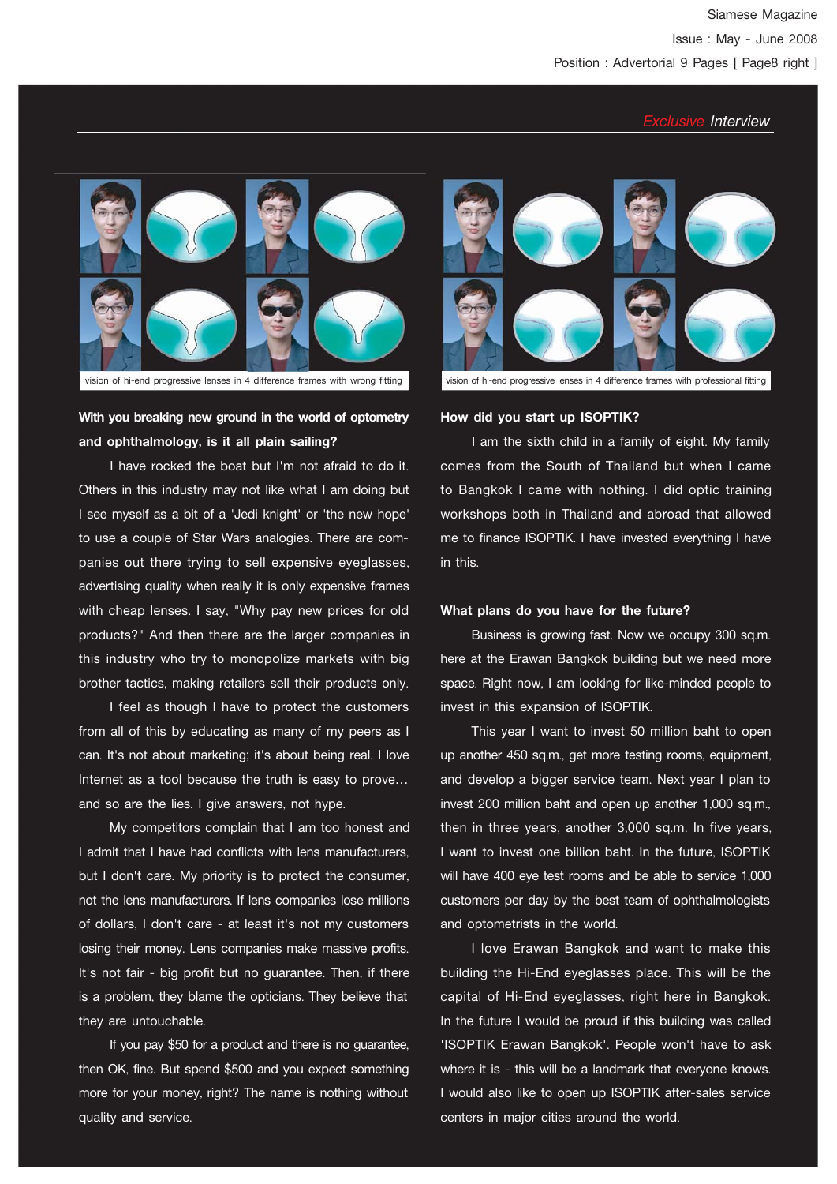*Exclusive Interview*

vision of hi-end progressive lenses in 4 difference frames with wrong fitting

vision of hi-end progressive lenses in 4 difference frames with professional fitting

**With you breaking new ground in the world of optometry and ophthalmology, is it all plain sailing?**

I have rocked the boat but I'm not afraid to do it. Others in this industry may not like what I am doing but I see myself as a bit of a 'Jedi knight' or 'the new hope' to use a couple of Star Wars analogies. There are companies out there trying to sell expensive eyeglasses, advertising quality when really it is only expensive frames with cheap lenses. I say, "Why pay new prices for old products?" And then there are the larger companies in this industry who try to monopolize markets with big brother tactics, making retailers sell their products only.

I feel as though I have to protect the customers from all of this by educating as many of my peers as I can. It's not about marketing; it's about being real. I love Internet as a tool because the truth is easy to prove... and so are the lies. I give answers, not hype.

My competitors complain that I am too honest and I admit that I have had conflicts with lens manufacturers, but I don't care. My priority is to protect the consumer, not the lens manufacturers. If lens companies lose millions of dollars, I don't care - at least it's not my customers losing their money. Lens companies make massive profits. It's not fair - big profit but no guarantee. Then, if there is a problem, they blame the opticians. They believe that they are untouchable.

If you pay $50 for a product and there is no guarantee, then OK, fine. But spend $500 and you expect something more for your money, right? The name is nothing without quality and service.

**How did you start up ISOPTIK?**

I am the sixth child in a family of eight. My family comes from the South of Thailand but when I came to Bangkok I came with nothing. I did optic training workshops both in Thailand and abroad that allowed me to finance ISOPTIK. I have invested everything I have in this.

**What plans do you have for the future?**

Business is growing fast. Now we occupy 300 sq.m. here at the Erawan Bangkok building but we need more space. Right now, I am looking for like-minded people to invest in this expansion of ISOPTIK.

This year I want to invest 50 million baht to open up another 450 sq.m., get more testing rooms, equipment, and develop a bigger service team. Next year I plan to invest 200 million baht and open up another 1,000 sq.m., then in three years, another 3,000 sq.m. In five years, I want to invest one billion baht. In the future, ISOPTIK will have 400 eye test rooms and be able to service 1,000 customers per day by the best team of ophthalmologists and optometrists in the world.

I love Erawan Bangkok and want to make this building the Hi-End eyeglasses place. This will be the capital of Hi-End eyeglasses, right here in Bangkok. In the future I would be proud if this building was called 'ISOPTIK Erawan Bangkok'. People won't have to ask where it is - this will be a landmark that everyone knows. I would also like to open up ISOPTIK after-sales service centers in major cities around the world.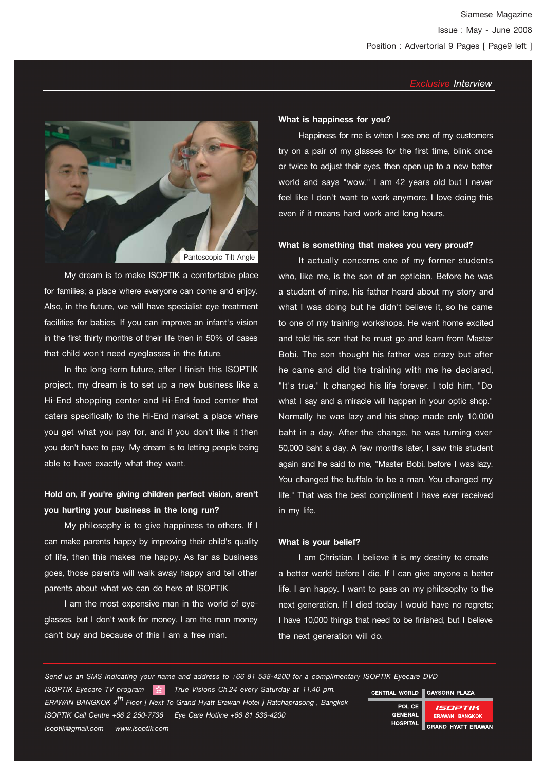Siamese Magazine

Issue : May - June 2008

Position : Advertorial 9 Pages [ Page9 left ]

*Exclusive Interview*

Pantoscopic Tilt Angle

My dream is to make ISOPTIK a comfortable place for families; a place where everyone can come and enjoy. Also, in the future, we will have specialist eye treatment facilities for babies. If you can improve an infant's vision in the first thirty months of their life then in 50% of cases that child won't need eyeglasses in the future.

In the long-term future, after I finish this ISOPTIK project, my dream is to set up a new business like a Hi-End shopping center and Hi-End food center that caters specifically to the Hi-End market; a place where you get what you pay for, and if you don't like it then you don't have to pay. My dream is to letting people being able to have exactly what they want.

**Hold on, if you're giving children perfect vision, aren't you hurting your business in the long run?**

My philosophy is to give happiness to others. If I can make parents happy by improving their child's quality of life, then this makes me happy. As far as business goes, those parents will walk away happy and tell other parents about what we can do here at ISOPTIK.

I am the most expensive man in the world of eyeglasses, but I don't work for money. I am the man money can't buy and because of this I am a free man.

**What is happiness for you?**

Happiness for me is when I see one of my customers try on a pair of my glasses for the first time, blink once or twice to adjust their eyes, then open up to a new better world and says "wow." I am 42 years old but I never feel like I don't want to work anymore. I love doing this even if it means hard work and long hours.

**What is something that makes you very proud?**

It actually concerns one of my former students who, like me, is the son of an optician. Before he was a student of mine, his father heard about my story and what I was doing but he didn't believe it, so he came to one of my training workshops. He went home excited and told his son that he must go and learn from Master Bobi. The son thought his father was crazy but after he came and did the training with me he declared, "It's true." It changed his life forever. I told him, "Do what I say and a miracle will happen in your optic shop." Normally he was lazy and his shop made only 10,000 baht in a day. After the change, he was turning over 50,000 baht a day. A few months later, I saw this student again and he said to me, "Master Bobi, before I was lazy. You changed the buffalo to be a man. You changed my life." That was the best compliment I have ever received in my life.

**What is your belief?**

I am Christian. I believe it is my destiny to create a better world before I die. If I can give anyone a better life, I am happy. I want to pass on my philosophy to the next generation. If I died today I would have no regrets; I have 10,000 things that need to be finished, but I believe the next generation will do.

---

*Send us an SMS indicating your name and address to +66 81 538-4200 for a complimentary ISOPTIK Eyecare DVD*

*ISOPTIK Eyecare TV program True Visions Ch.24 every Saturday at 11.40 pm.*

*ERAWAN BANGKOK 4th Floor [ Next To Grand Hyatt Erawan Hotel ] Ratchaprasong , Bangkok*

*ISOPTIK Call Centre +66 2 250-7736 Eye Care Hotline +66 81 538-4200*

*isoptik@gmail.com www.isoptik.com*

CENTRAL WORLD | GAYSORN PLAZA

POLICE GENERAL HOSPITAL | ISOPTIK ERAWAN BANGKOK | GRAND HYATT ERAWAN